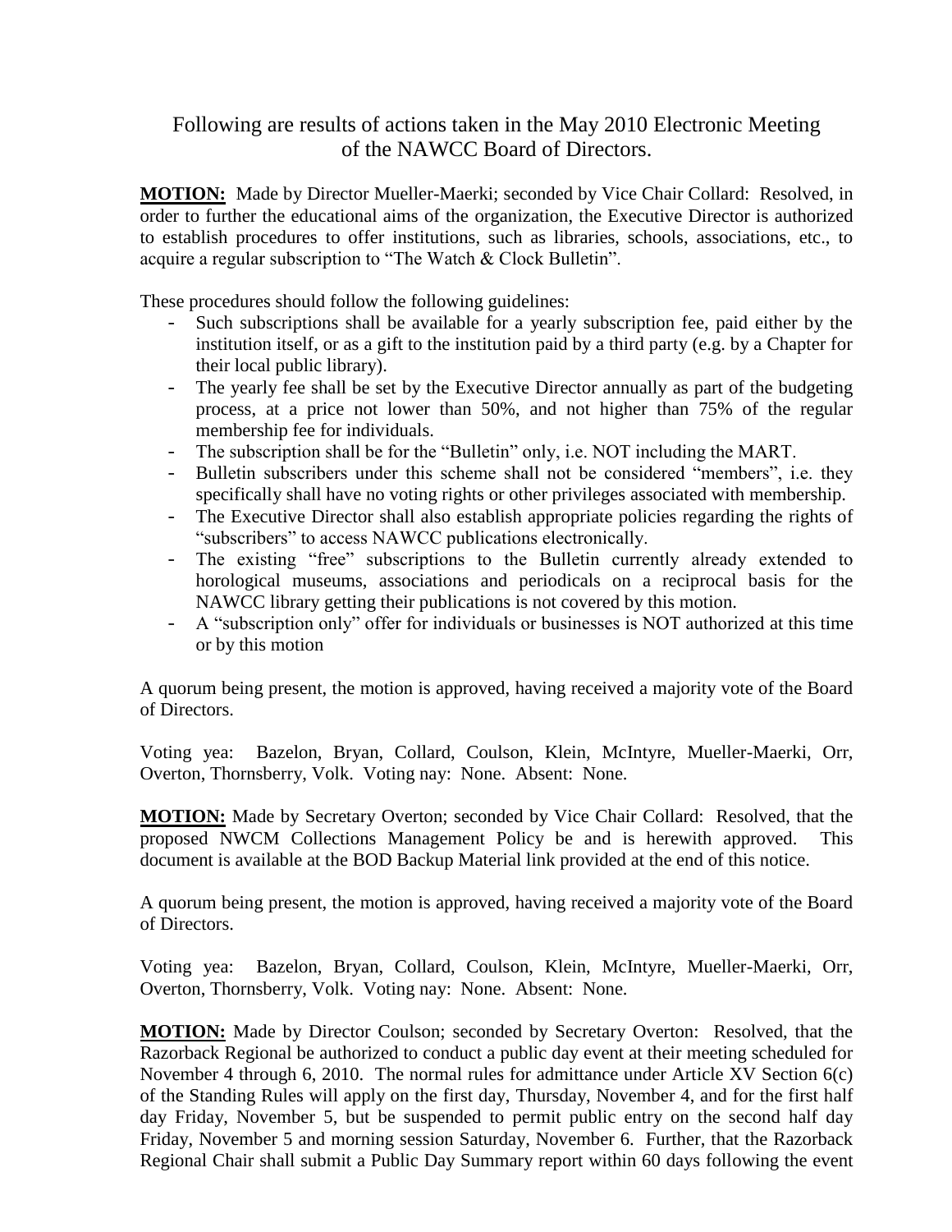# Following are results of actions taken in the May 2010 Electronic Meeting of the NAWCC Board of Directors.

**MOTION:** Made by Director Mueller-Maerki; seconded by Vice Chair Collard: Resolved, in order to further the educational aims of the organization, the Executive Director is authorized to establish procedures to offer institutions, such as libraries, schools, associations, etc., to acquire a regular subscription to "The Watch & Clock Bulletin".

These procedures should follow the following guidelines:

- Such subscriptions shall be available for a yearly subscription fee, paid either by the institution itself, or as a gift to the institution paid by a third party (e.g. by a Chapter for their local public library).
- The yearly fee shall be set by the Executive Director annually as part of the budgeting process, at a price not lower than 50%, and not higher than 75% of the regular membership fee for individuals.
- The subscription shall be for the "Bulletin" only, i.e. NOT including the MART.
- Bulletin subscribers under this scheme shall not be considered "members", i.e. they specifically shall have no voting rights or other privileges associated with membership.
- The Executive Director shall also establish appropriate policies regarding the rights of "subscribers" to access NAWCC publications electronically.
- The existing "free" subscriptions to the Bulletin currently already extended to horological museums, associations and periodicals on a reciprocal basis for the NAWCC library getting their publications is not covered by this motion.
- A "subscription only" offer for individuals or businesses is NOT authorized at this time or by this motion

A quorum being present, the motion is approved, having received a majority vote of the Board of Directors.

Voting yea: Bazelon, Bryan, Collard, Coulson, Klein, McIntyre, Mueller-Maerki, Orr, Overton, Thornsberry, Volk. Voting nay: None. Absent: None.

**MOTION:** Made by Secretary Overton; seconded by Vice Chair Collard: Resolved, that the proposed NWCM Collections Management Policy be and is herewith approved. This document is available at the BOD Backup Material link provided at the end of this notice.

A quorum being present, the motion is approved, having received a majority vote of the Board of Directors.

Voting yea: Bazelon, Bryan, Collard, Coulson, Klein, McIntyre, Mueller-Maerki, Orr, Overton, Thornsberry, Volk. Voting nay: None. Absent: None.

**MOTION:** Made by Director Coulson; seconded by Secretary Overton: Resolved, that the Razorback Regional be authorized to conduct a public day event at their meeting scheduled for November 4 through 6, 2010. The normal rules for admittance under Article XV Section 6(c) of the Standing Rules will apply on the first day, Thursday, November 4, and for the first half day Friday, November 5, but be suspended to permit public entry on the second half day Friday, November 5 and morning session Saturday, November 6. Further, that the Razorback Regional Chair shall submit a Public Day Summary report within 60 days following the event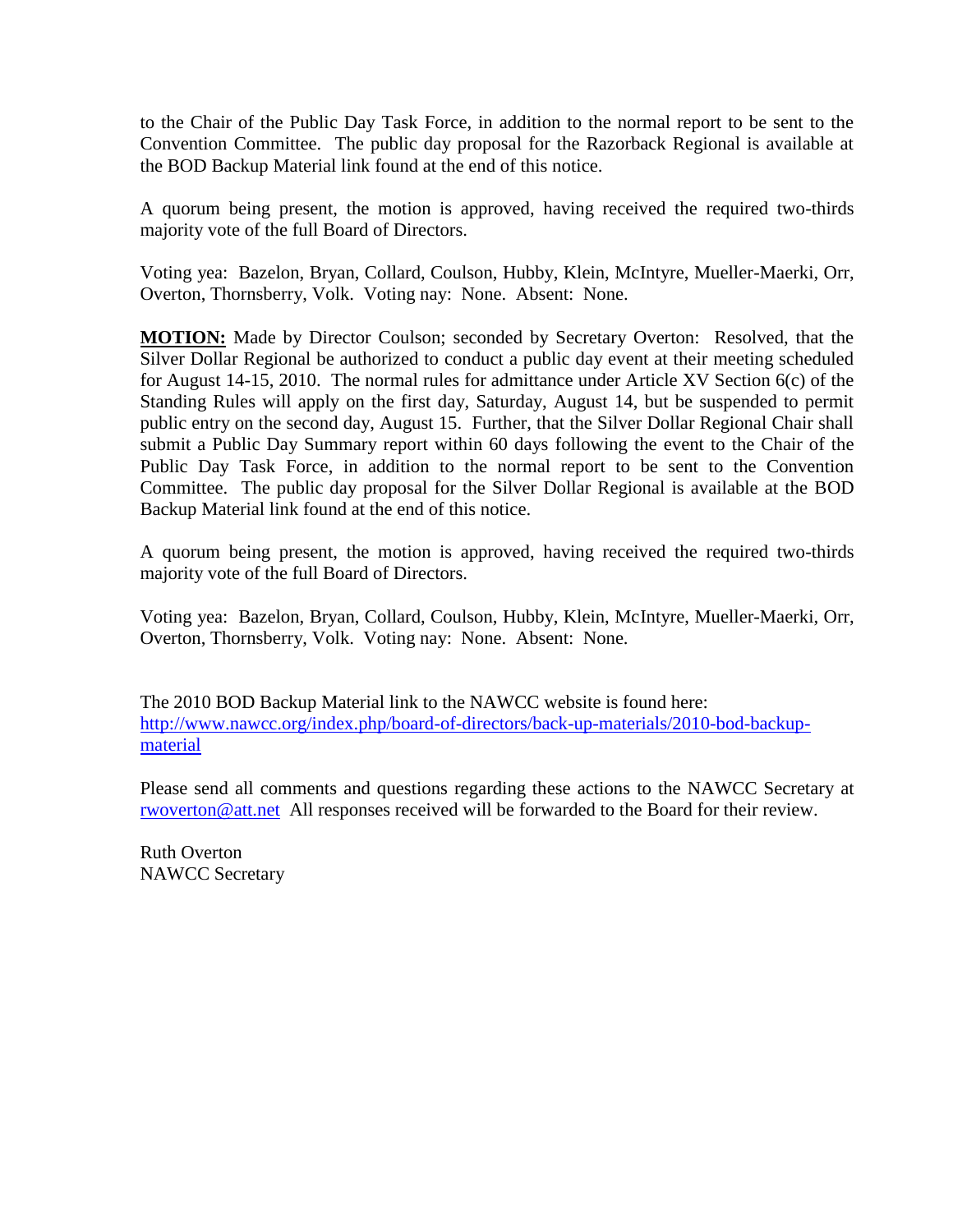to the Chair of the Public Day Task Force, in addition to the normal report to be sent to the Convention Committee. The public day proposal for the Razorback Regional is available at the BOD Backup Material link found at the end of this notice.

A quorum being present, the motion is approved, having received the required two-thirds majority vote of the full Board of Directors.

Voting yea: Bazelon, Bryan, Collard, Coulson, Hubby, Klein, McIntyre, Mueller-Maerki, Orr, Overton, Thornsberry, Volk. Voting nay: None. Absent: None.

**MOTION:** Made by Director Coulson; seconded by Secretary Overton: Resolved, that the Silver Dollar Regional be authorized to conduct a public day event at their meeting scheduled for August 14-15, 2010. The normal rules for admittance under Article XV Section 6(c) of the Standing Rules will apply on the first day, Saturday, August 14, but be suspended to permit public entry on the second day, August 15. Further, that the Silver Dollar Regional Chair shall submit a Public Day Summary report within 60 days following the event to the Chair of the Public Day Task Force, in addition to the normal report to be sent to the Convention Committee. The public day proposal for the Silver Dollar Regional is available at the BOD Backup Material link found at the end of this notice.

A quorum being present, the motion is approved, having received the required two-thirds majority vote of the full Board of Directors.

Voting yea: Bazelon, Bryan, Collard, Coulson, Hubby, Klein, McIntyre, Mueller-Maerki, Orr, Overton, Thornsberry, Volk. Voting nay: None. Absent: None.

The 2010 BOD Backup Material link to the NAWCC website is found here:
http://www.nawcc.org/index.php/board-of-directors/back-up-materials/2010-bod-backup-material

Please send all comments and questions regarding these actions to the NAWCC Secretary at rwoverton@att.net All responses received will be forwarded to the Board for their review.

Ruth Overton
NAWCC Secretary